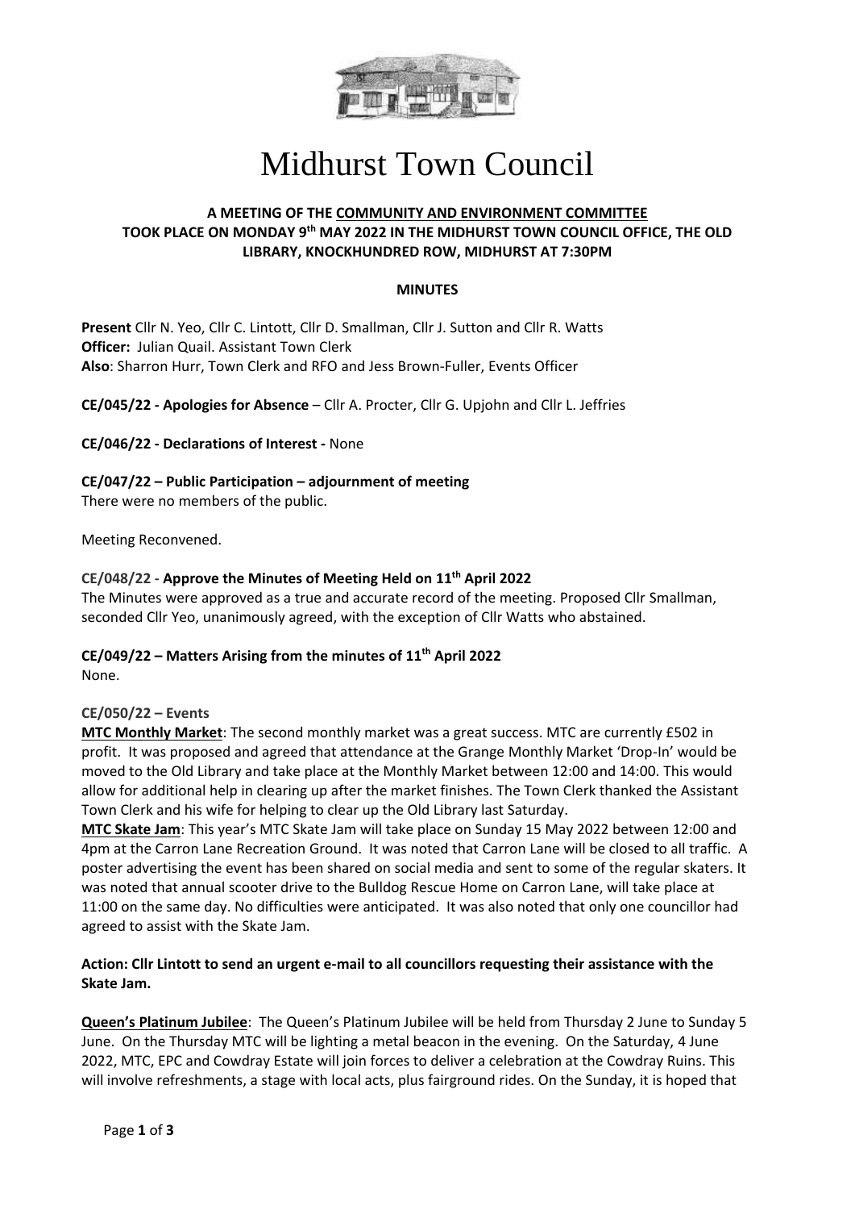# Midhurst Town Council

**A MEETING OF THE COMMUNITY AND ENVIRONMENT COMMITTEE TOOK PLACE ON MONDAY 9th MAY 2022 IN THE MIDHURST TOWN COUNCIL OFFICE, THE OLD LIBRARY, KNOCKHUNDRED ROW, MIDHURST AT 7:30PM**

**MINUTES**

**Present** Cllr N. Yeo, Cllr C. Lintott, Cllr D. Smallman, Cllr J. Sutton and Cllr R. Watts
**Officer:** Julian Quail. Assistant Town Clerk
**Also**: Sharron Hurr, Town Clerk and RFO and Jess Brown-Fuller, Events Officer

**CE/045/22 - Apologies for Absence** – Cllr A. Procter, Cllr G. Upjohn and Cllr L. Jeffries

**CE/046/22 - Declarations of Interest -** None

**CE/047/22 – Public Participation – adjournment of meeting**
There were no members of the public.

Meeting Reconvened.

**CE/048/22 - Approve the Minutes of Meeting Held on 11th April 2022**
The Minutes were approved as a true and accurate record of the meeting. Proposed Cllr Smallman, seconded Cllr Yeo, unanimously agreed, with the exception of Cllr Watts who abstained.

**CE/049/22 – Matters Arising from the minutes of 11th April 2022**
None.

**CE/050/22 – Events**

**MTC Monthly Market**: The second monthly market was a great success. MTC are currently £502 in profit. It was proposed and agreed that attendance at the Grange Monthly Market 'Drop-In' would be moved to the Old Library and take place at the Monthly Market between 12:00 and 14:00. This would allow for additional help in clearing up after the market finishes. The Town Clerk thanked the Assistant Town Clerk and his wife for helping to clear up the Old Library last Saturday.

**MTC Skate Jam**: This year's MTC Skate Jam will take place on Sunday 15 May 2022 between 12:00 and 4pm at the Carron Lane Recreation Ground. It was noted that Carron Lane will be closed to all traffic. A poster advertising the event has been shared on social media and sent to some of the regular skaters. It was noted that annual scooter drive to the Bulldog Rescue Home on Carron Lane, will take place at 11:00 on the same day. No difficulties were anticipated. It was also noted that only one councillor had agreed to assist with the Skate Jam.

**Action: Cllr Lintott to send an urgent e-mail to all councillors requesting their assistance with the Skate Jam.**

**Queen's Platinum Jubilee**: The Queen's Platinum Jubilee will be held from Thursday 2 June to Sunday 5 June. On the Thursday MTC will be lighting a metal beacon in the evening. On the Saturday, 4 June 2022, MTC, EPC and Cowdray Estate will join forces to deliver a celebration at the Cowdray Ruins. This will involve refreshments, a stage with local acts, plus fairground rides. On the Sunday, it is hoped that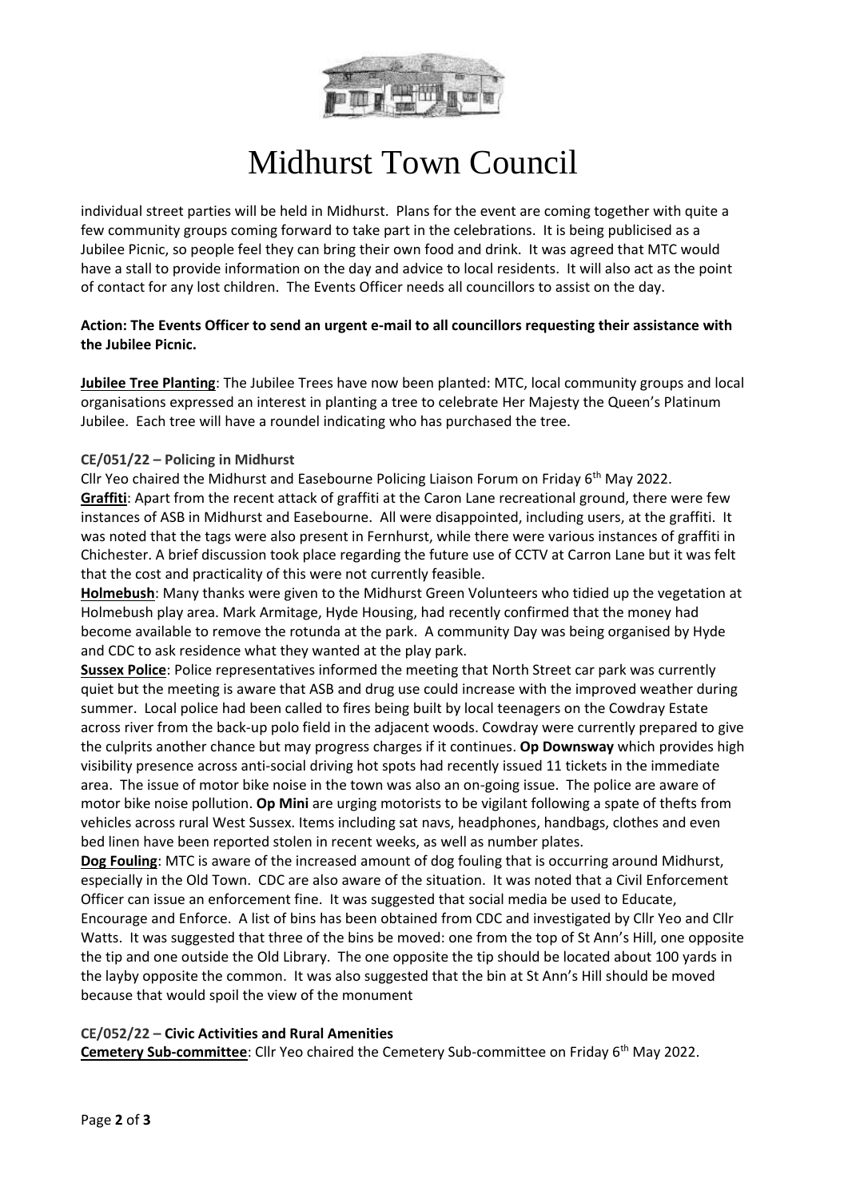individual street parties will be held in Midhurst. Plans for the event are coming together with quite a few community groups coming forward to take part in the celebrations. It is being publicised as a Jubilee Picnic, so people feel they can bring their own food and drink. It was agreed that MTC would have a stall to provide information on the day and advice to local residents. It will also act as the point of contact for any lost children. The Events Officer needs all councillors to assist on the day.

**Action: The Events Officer to send an urgent e-mail to all councillors requesting their assistance with the Jubilee Picnic.**

**Jubilee Tree Planting**: The Jubilee Trees have now been planted: MTC, local community groups and local organisations expressed an interest in planting a tree to celebrate Her Majesty the Queen's Platinum Jubilee. Each tree will have a roundel indicating who has purchased the tree.

**CE/051/22 – Policing in Midhurst**

Cllr Yeo chaired the Midhurst and Easebourne Policing Liaison Forum on Friday 6th May 2022.

**Graffiti**: Apart from the recent attack of graffiti at the Caron Lane recreational ground, there were few instances of ASB in Midhurst and Easebourne. All were disappointed, including users, at the graffiti. It was noted that the tags were also present in Fernhurst, while there were various instances of graffiti in Chichester. A brief discussion took place regarding the future use of CCTV at Carron Lane but it was felt that the cost and practicality of this were not currently feasible.

**Holmebush**: Many thanks were given to the Midhurst Green Volunteers who tidied up the vegetation at Holmebush play area. Mark Armitage, Hyde Housing, had recently confirmed that the money had become available to remove the rotunda at the park. A community Day was being organised by Hyde and CDC to ask residence what they wanted at the play park.

**Sussex Police**: Police representatives informed the meeting that North Street car park was currently quiet but the meeting is aware that ASB and drug use could increase with the improved weather during summer. Local police had been called to fires being built by local teenagers on the Cowdray Estate across river from the back-up polo field in the adjacent woods. Cowdray were currently prepared to give the culprits another chance but may progress charges if it continues. **Op Downsway** which provides high visibility presence across anti-social driving hot spots had recently issued 11 tickets in the immediate area. The issue of motor bike noise in the town was also an on-going issue. The police are aware of motor bike noise pollution. **Op Mini** are urging motorists to be vigilant following a spate of thefts from vehicles across rural West Sussex. Items including sat navs, headphones, handbags, clothes and even bed linen have been reported stolen in recent weeks, as well as number plates.

**Dog Fouling**: MTC is aware of the increased amount of dog fouling that is occurring around Midhurst, especially in the Old Town. CDC are also aware of the situation. It was noted that a Civil Enforcement Officer can issue an enforcement fine. It was suggested that social media be used to Educate, Encourage and Enforce. A list of bins has been obtained from CDC and investigated by Cllr Yeo and Cllr Watts. It was suggested that three of the bins be moved: one from the top of St Ann's Hill, one opposite the tip and one outside the Old Library. The one opposite the tip should be located about 100 yards in the layby opposite the common. It was also suggested that the bin at St Ann's Hill should be moved because that would spoil the view of the monument

**CE/052/22 – Civic Activities and Rural Amenities**

**Cemetery Sub-committee**: Cllr Yeo chaired the Cemetery Sub-committee on Friday 6th May 2022.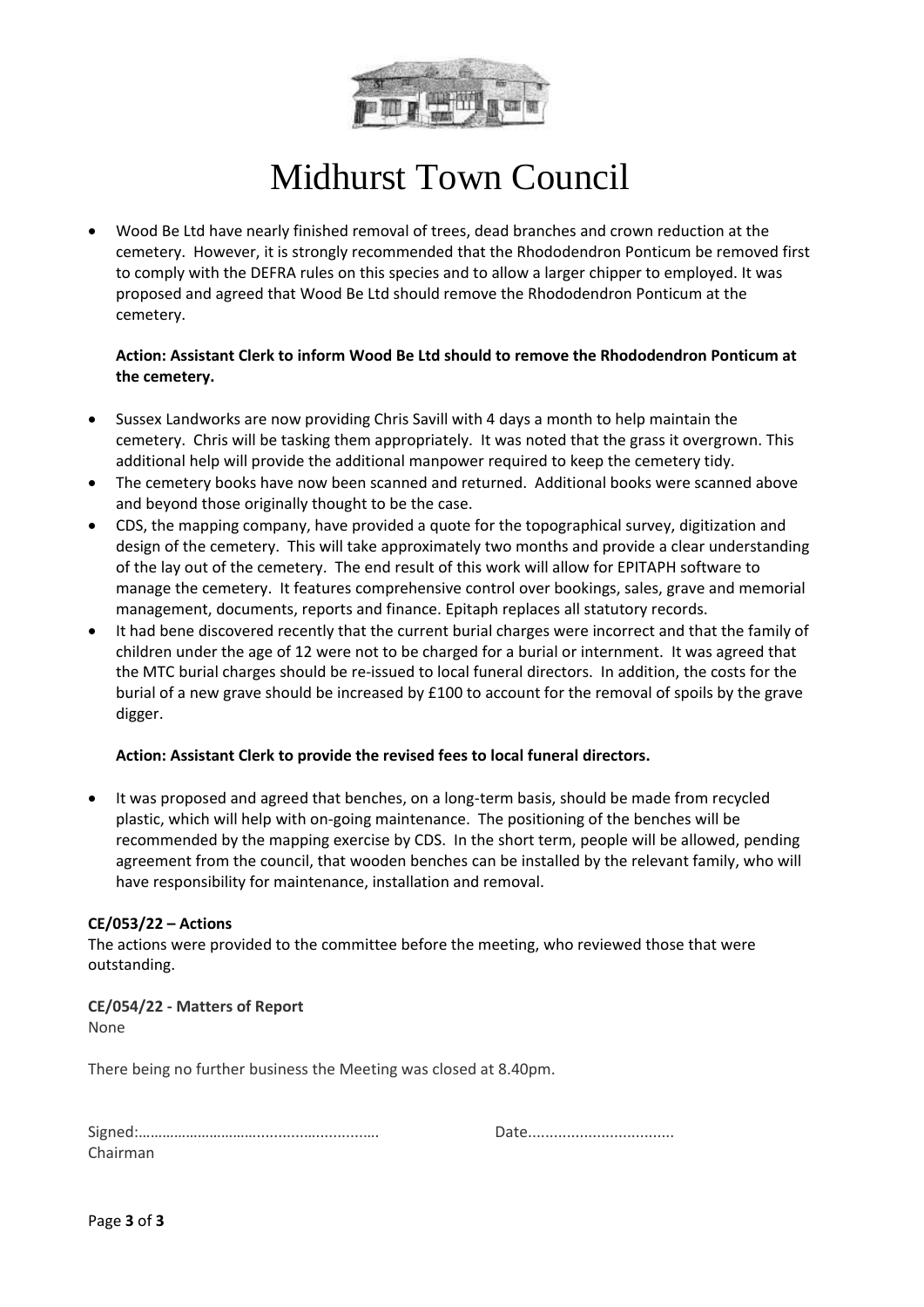# Midhurst Town Council

- Wood Be Ltd have nearly finished removal of trees, dead branches and crown reduction at the cemetery. However, it is strongly recommended that the Rhododendron Ponticum be removed first to comply with the DEFRA rules on this species and to allow a larger chipper to employed. It was proposed and agreed that Wood Be Ltd should remove the Rhododendron Ponticum at the cemetery.

  **Action: Assistant Clerk to inform Wood Be Ltd should to remove the Rhododendron Ponticum at the cemetery.**

- Sussex Landworks are now providing Chris Savill with 4 days a month to help maintain the cemetery. Chris will be tasking them appropriately. It was noted that the grass it overgrown. This additional help will provide the additional manpower required to keep the cemetery tidy.
- The cemetery books have now been scanned and returned. Additional books were scanned above and beyond those originally thought to be the case.
- CDS, the mapping company, have provided a quote for the topographical survey, digitization and design of the cemetery. This will take approximately two months and provide a clear understanding of the lay out of the cemetery. The end result of this work will allow for EPITAPH software to manage the cemetery. It features comprehensive control over bookings, sales, grave and memorial management, documents, reports and finance. Epitaph replaces all statutory records.
- It had bene discovered recently that the current burial charges were incorrect and that the family of children under the age of 12 were not to be charged for a burial or internment. It was agreed that the MTC burial charges should be re-issued to local funeral directors. In addition, the costs for the burial of a new grave should be increased by £100 to account for the removal of spoils by the grave digger.

  **Action: Assistant Clerk to provide the revised fees to local funeral directors.**

- It was proposed and agreed that benches, on a long-term basis, should be made from recycled plastic, which will help with on-going maintenance. The positioning of the benches will be recommended by the mapping exercise by CDS. In the short term, people will be allowed, pending agreement from the council, that wooden benches can be installed by the relevant family, who will have responsibility for maintenance, installation and removal.

**CE/053/22 – Actions**

The actions were provided to the committee before the meeting, who reviewed those that were outstanding.

**CE/054/22 - Matters of Report**

None

There being no further business the Meeting was closed at 8.40pm.

Signed:………………………...........….............… Date..................................

Chairman